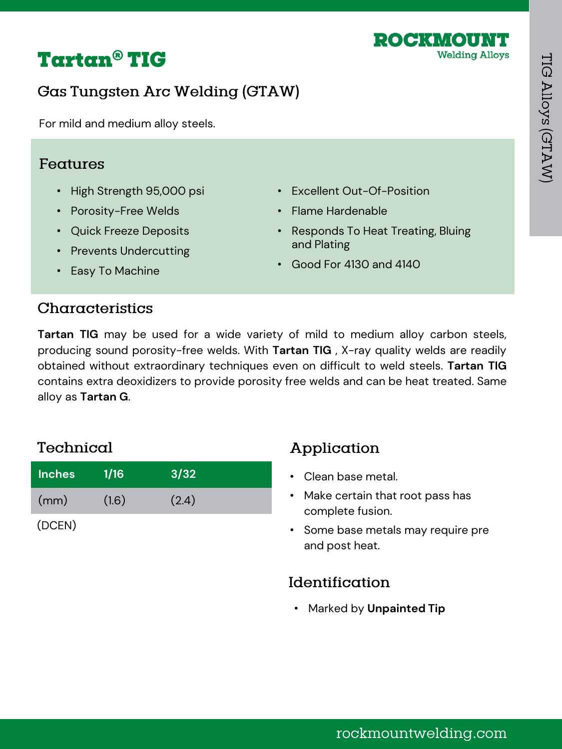# Tartan® TIG

**ROCKMOUNT**
Welding Alloys

## Gas Tungsten Arc Welding (GTAW)

For mild and medium alloy steels.

## Features

- High Strength 95,000 psi
- Porosity-Free Welds
- Quick Freeze Deposits
- Prevents Undercutting
- Easy To Machine
- Excellent Out-Of-Position
- Flame Hardenable
- Responds To Heat Treating, Bluing and Plating
- Good For 4130 and 4140

## Characteristics

**Tartan TIG** may be used for a wide variety of mild to medium alloy carbon steels, producing sound porosity-free welds. With **Tartan TIG** , X-ray quality welds are readily obtained without extraordinary techniques even on difficult to weld steels. **Tartan TIG** contains extra deoxidizers to provide porosity free welds and can be heat treated. Same alloy as **Tartan G**.

## Technical

| Inches | 1/16 | 3/32 |
|---|---|---|
| (mm) | (1.6) | (2.4) |

(DCEN)

## Application

- Clean base metal.
- Make certain that root pass has complete fusion.
- Some base metals may require pre and post heat.

## Identification

- Marked by **Unpainted Tip**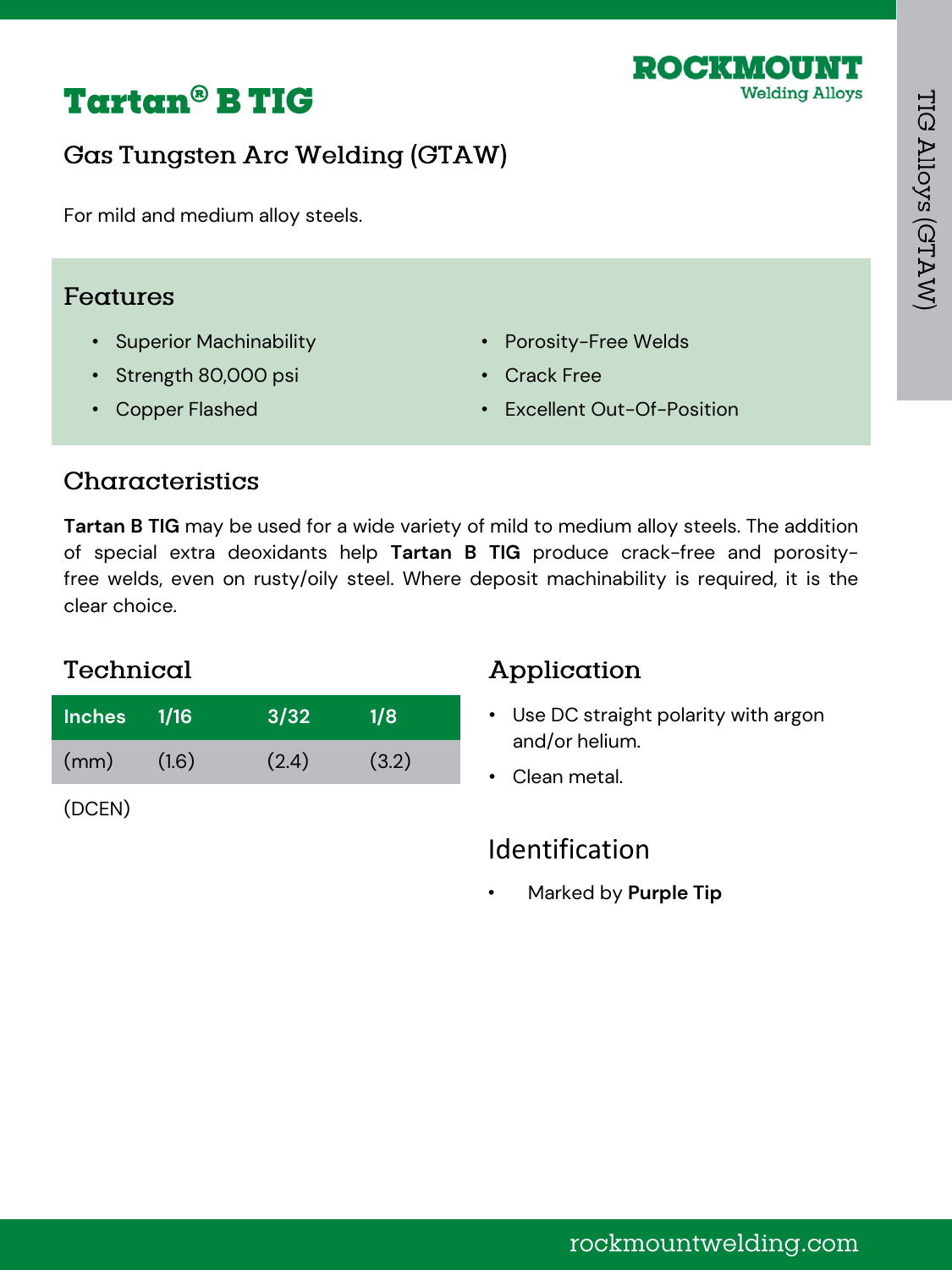# Tartan® B TIG

ROCKMOUNT Welding Alloys

## Gas Tungsten Arc Welding (GTAW)

For mild and medium alloy steels.

### Features

- Superior Machinability
- Strength 80,000 psi
- Copper Flashed
- Porosity-Free Welds
- Crack Free
- Excellent Out-Of-Position

### Characteristics

**Tartan B TIG** may be used for a wide variety of mild to medium alloy steels. The addition of special extra deoxidants help **Tartan B TIG** produce crack-free and porosity-free welds, even on rusty/oily steel. Where deposit machinability is required, it is the clear choice.

### Technical

| Inches | 1/16 | 3/32 | 1/8 |
|---|---|---|---|
| (mm) | (1.6) | (2.4) | (3.2) |

(DCEN)

### Application

- Use DC straight polarity with argon and/or helium.
- Clean metal.

### Identification

- Marked by **Purple Tip**

TIG Alloys (GTAW)

rockmountwelding.com